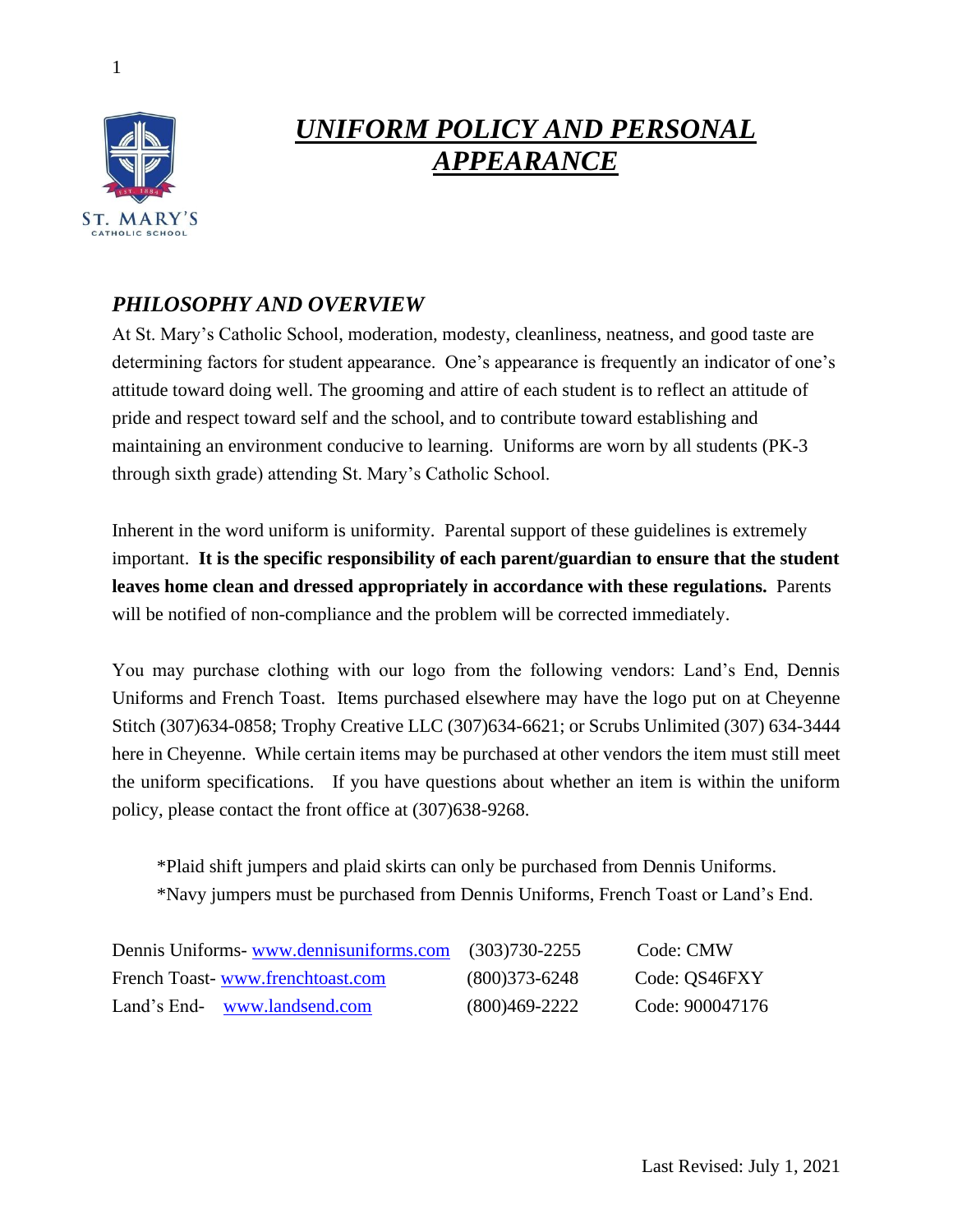# ***UNIFORM POLICY AND PERSONAL APPEARANCE***

## *PHILOSOPHY AND OVERVIEW*

At St. Mary's Catholic School, moderation, modesty, cleanliness, neatness, and good taste are determining factors for student appearance. One's appearance is frequently an indicator of one's attitude toward doing well. The grooming and attire of each student is to reflect an attitude of pride and respect toward self and the school, and to contribute toward establishing and maintaining an environment conducive to learning. Uniforms are worn by all students (PK-3 through sixth grade) attending St. Mary's Catholic School.

Inherent in the word uniform is uniformity. Parental support of these guidelines is extremely important. **It is the specific responsibility of each parent/guardian to ensure that the student leaves home clean and dressed appropriately in accordance with these regulations.** Parents will be notified of non-compliance and the problem will be corrected immediately.

You may purchase clothing with our logo from the following vendors: Land's End, Dennis Uniforms and French Toast. Items purchased elsewhere may have the logo put on at Cheyenne Stitch (307)634-0858; Trophy Creative LLC (307)634-6621; or Scrubs Unlimited (307) 634-3444 here in Cheyenne. While certain items may be purchased at other vendors the item must still meet the uniform specifications. If you have questions about whether an item is within the uniform policy, please contact the front office at (307)638-9268.

*Plaid shift jumpers and plaid skirts can only be purchased from Dennis Uniforms.
*Navy jumpers must be purchased from Dennis Uniforms, French Toast or Land's End.

| | | |
|---|---|---|
| Dennis Uniforms- www.dennisuniforms.com | (303)730-2255 | Code: CMW |
| French Toast- www.frenchtoast.com | (800)373-6248 | Code: QS46FXY |
| Land's End- www.landsend.com | (800)469-2222 | Code: 900047176 |

Last Revised: July 1, 2021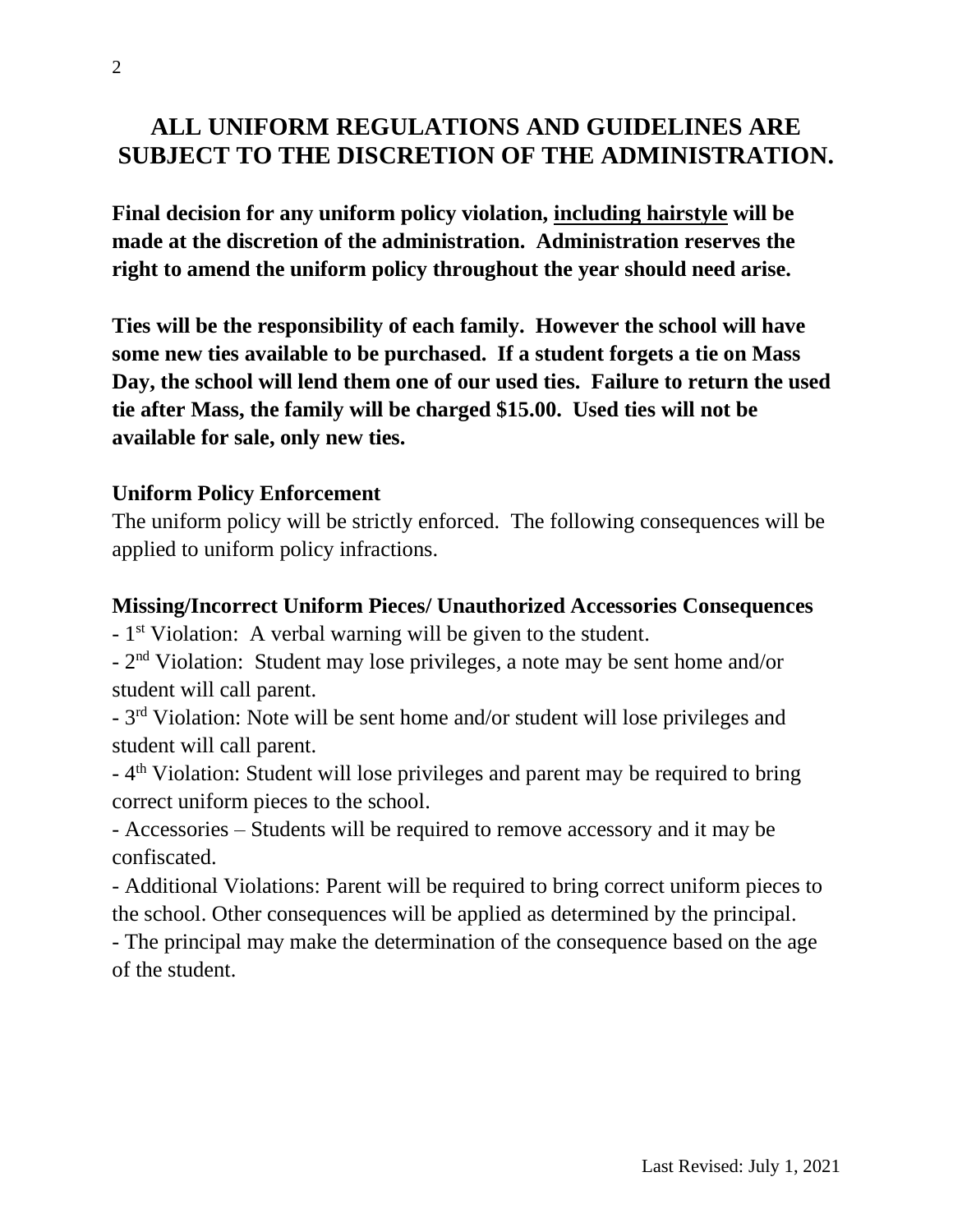# ALL UNIFORM REGULATIONS AND GUIDELINES ARE SUBJECT TO THE DISCRETION OF THE ADMINISTRATION.

**Final decision for any uniform policy violation, <u>including hairstyle</u> will be made at the discretion of the administration. Administration reserves the right to amend the uniform policy throughout the year should need arise.**

**Ties will be the responsibility of each family. However the school will have some new ties available to be purchased. If a student forgets a tie on Mass Day, the school will lend them one of our used ties. Failure to return the used tie after Mass, the family will be charged $15.00. Used ties will not be available for sale, only new ties.**

**Uniform Policy Enforcement**

The uniform policy will be strictly enforced. The following consequences will be applied to uniform policy infractions.

**Missing/Incorrect Uniform Pieces/ Unauthorized Accessories Consequences**

- 1st Violation: A verbal warning will be given to the student.
- 2nd Violation: Student may lose privileges, a note may be sent home and/or student will call parent.
- 3rd Violation: Note will be sent home and/or student will lose privileges and student will call parent.
- 4th Violation: Student will lose privileges and parent may be required to bring correct uniform pieces to the school.
- Accessories – Students will be required to remove accessory and it may be confiscated.
- Additional Violations: Parent will be required to bring correct uniform pieces to the school. Other consequences will be applied as determined by the principal.
- The principal may make the determination of the consequence based on the age of the student.

Last Revised: July 1, 2021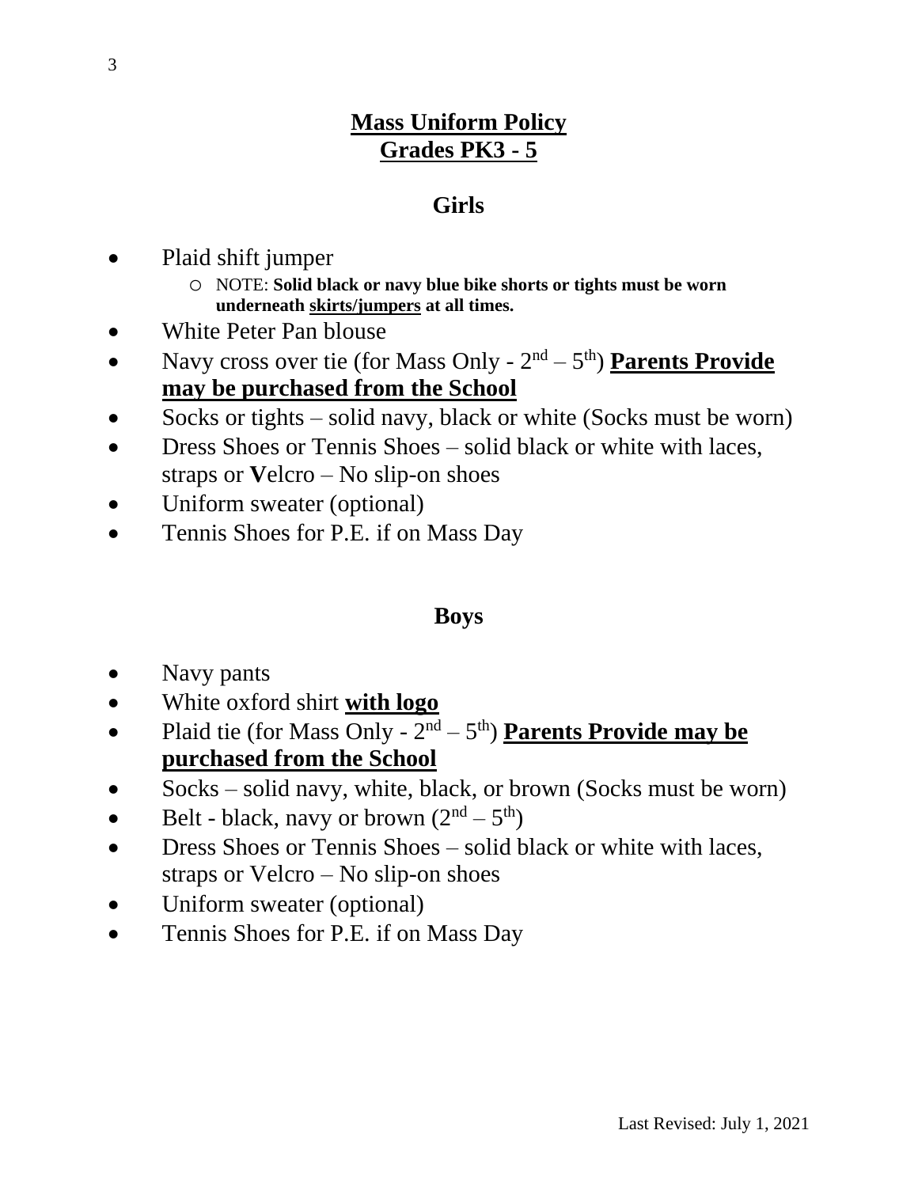# <u>Mass Uniform Policy</u>
# <u>Grades PK3 - 5</u>

## Girls

- Plaid shift jumper
  - NOTE: **Solid black or navy blue bike shorts or tights must be worn underneath <u>skirts/jumpers</u> at all times.**
- White Peter Pan blouse
- Navy cross over tie (for Mass Only - $2^{nd} – 5^{th}$) **<u>Parents Provide may be purchased from the School</u>**
- Socks or tights – solid navy, black or white (Socks must be worn)
- Dress Shoes or Tennis Shoes – solid black or white with laces, straps or **V**elcro – No slip-on shoes
- Uniform sweater (optional)
- Tennis Shoes for P.E. if on Mass Day

## Boys

- Navy pants
- White oxford shirt **<u>with logo</u>**
- Plaid tie (for Mass Only - $2^{nd} – 5^{th}$) **<u>Parents Provide may be purchased from the School</u>**
- Socks – solid navy, white, black, or brown (Socks must be worn)
- Belt - black, navy or brown ($2^{nd} – 5^{th}$)
- Dress Shoes or Tennis Shoes – solid black or white with laces, straps or Velcro – No slip-on shoes
- Uniform sweater (optional)
- Tennis Shoes for P.E. if on Mass Day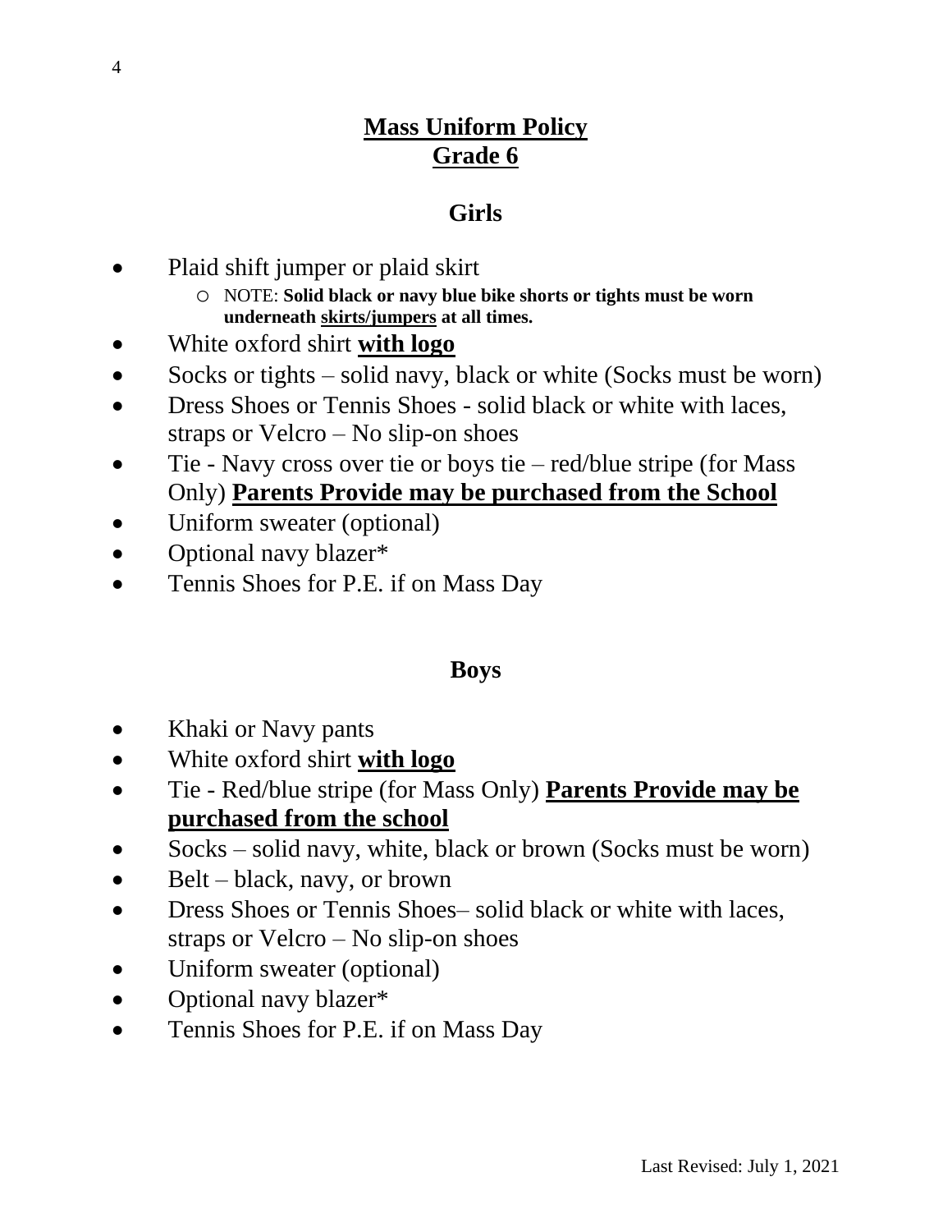# Mass Uniform Policy
# Grade 6

## Girls

- Plaid shift jumper or plaid skirt
  - NOTE: **Solid black or navy blue bike shorts or tights must be worn underneath skirts/jumpers at all times.**
- White oxford shirt **with logo**
- Socks or tights – solid navy, black or white (Socks must be worn)
- Dress Shoes or Tennis Shoes - solid black or white with laces, straps or Velcro – No slip-on shoes
- Tie - Navy cross over tie or boys tie – red/blue stripe (for Mass Only) **Parents Provide may be purchased from the School**
- Uniform sweater (optional)
- Optional navy blazer*
- Tennis Shoes for P.E. if on Mass Day

## Boys

- Khaki or Navy pants
- White oxford shirt **with logo**
- Tie - Red/blue stripe (for Mass Only) **Parents Provide may be purchased from the school**
- Socks – solid navy, white, black or brown (Socks must be worn)
- Belt – black, navy, or brown
- Dress Shoes or Tennis Shoes– solid black or white with laces, straps or Velcro – No slip-on shoes
- Uniform sweater (optional)
- Optional navy blazer*
- Tennis Shoes for P.E. if on Mass Day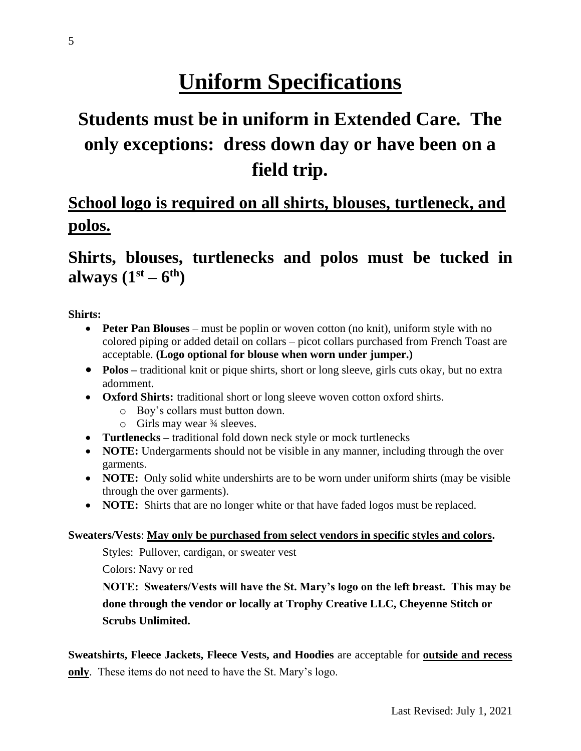# Uniform Specifications

## Students must be in uniform in Extended Care. The only exceptions: dress down day or have been on a field trip.

## School logo is required on all shirts, blouses, turtleneck, and polos.

## Shirts, blouses, turtlenecks and polos must be tucked in always (1st – 6th)

**Shirts:**

- **Peter Pan Blouses** – must be poplin or woven cotton (no knit), uniform style with no colored piping or added detail on collars – picot collars purchased from French Toast are acceptable. **(Logo optional for blouse when worn under jumper.)**
- **Polos –** traditional knit or pique shirts, short or long sleeve, girls cuts okay, but no extra adornment.
- **Oxford Shirts:** traditional short or long sleeve woven cotton oxford shirts.
  - Boy's collars must button down.
  - Girls may wear ¾ sleeves.
- **Turtlenecks –** traditional fold down neck style or mock turtlenecks
- **NOTE:** Undergarments should not be visible in any manner, including through the over garments.
- **NOTE:** Only solid white undershirts are to be worn under uniform shirts (may be visible through the over garments).
- **NOTE:** Shirts that are no longer white or that have faded logos must be replaced.

**Sweaters/Vests**: **May only be purchased from select vendors in specific styles and colors.**

Styles: Pullover, cardigan, or sweater vest

Colors: Navy or red

**NOTE: Sweaters/Vests will have the St. Mary's logo on the left breast. This may be done through the vendor or locally at Trophy Creative LLC, Cheyenne Stitch or Scrubs Unlimited.**

**Sweatshirts, Fleece Jackets, Fleece Vests, and Hoodies** are acceptable for **outside and recess only**. These items do not need to have the St. Mary's logo.

Last Revised: July 1, 2021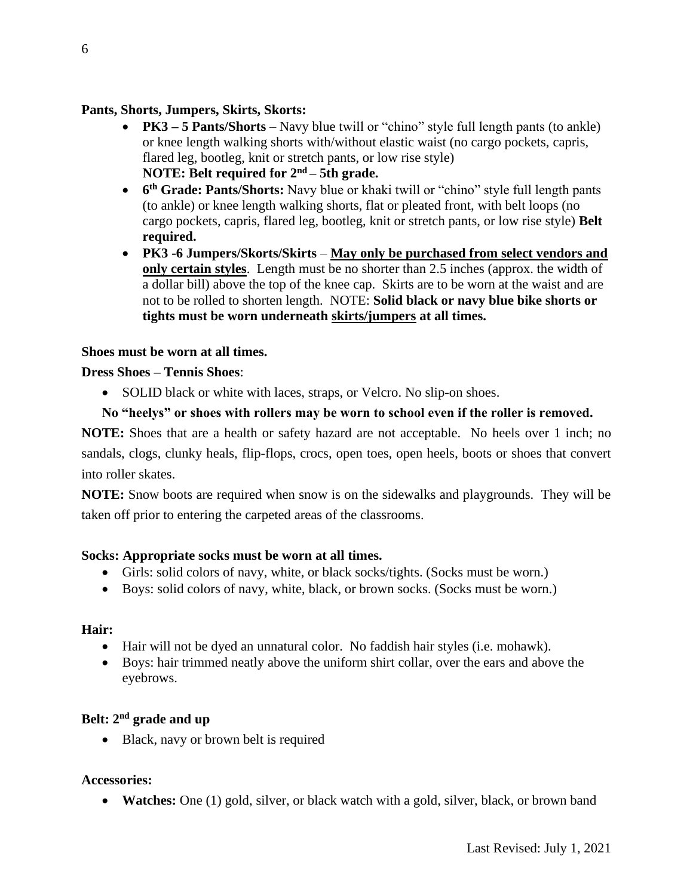**Pants, Shorts, Jumpers, Skirts, Skorts:**

- **PK3 – 5 Pants/Shorts** – Navy blue twill or "chino" style full length pants (to ankle) or knee length walking shorts with/without elastic waist (no cargo pockets, capris, flared leg, bootleg, knit or stretch pants, or low rise style)
  **NOTE: Belt required for 2nd – 5th grade.**
- **6th Grade: Pants/Shorts:** Navy blue or khaki twill or "chino" style full length pants (to ankle) or knee length walking shorts, flat or pleated front, with belt loops (no cargo pockets, capris, flared leg, bootleg, knit or stretch pants, or low rise style) **Belt required.**
- **PK3 -6 Jumpers/Skorts/Skirts** – **May only be purchased from select vendors and only certain styles**. Length must be no shorter than 2.5 inches (approx. the width of a dollar bill) above the top of the knee cap. Skirts are to be worn at the waist and are not to be rolled to shorten length. NOTE: **Solid black or navy blue bike shorts or tights must be worn underneath skirts/jumpers at all times.**

**Shoes must be worn at all times.**

**Dress Shoes – Tennis Shoes**:

- SOLID black or white with laces, straps, or Velcro. No slip-on shoes.

**No "heelys" or shoes with rollers may be worn to school even if the roller is removed.**

**NOTE:** Shoes that are a health or safety hazard are not acceptable. No heels over 1 inch; no sandals, clogs, clunky heals, flip-flops, crocs, open toes, open heels, boots or shoes that convert into roller skates.

**NOTE:** Snow boots are required when snow is on the sidewalks and playgrounds. They will be taken off prior to entering the carpeted areas of the classrooms.

**Socks: Appropriate socks must be worn at all times.**

- Girls: solid colors of navy, white, or black socks/tights. (Socks must be worn.)
- Boys: solid colors of navy, white, black, or brown socks. (Socks must be worn.)

**Hair:**

- Hair will not be dyed an unnatural color. No faddish hair styles (i.e. mohawk).
- Boys: hair trimmed neatly above the uniform shirt collar, over the ears and above the eyebrows.

**Belt: 2nd grade and up**

- Black, navy or brown belt is required

**Accessories:**

- **Watches:** One (1) gold, silver, or black watch with a gold, silver, black, or brown band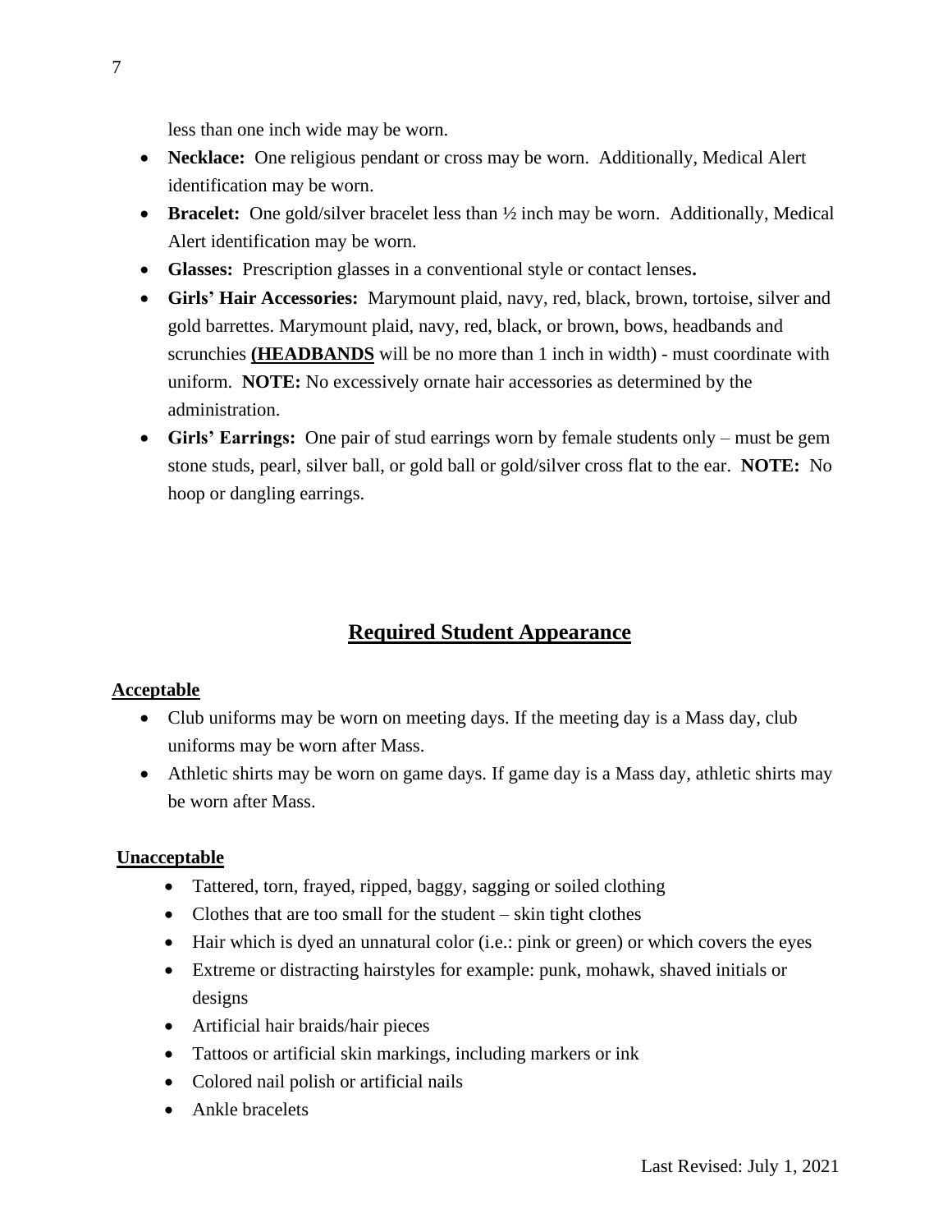less than one inch wide may be worn.

- **Necklace:** One religious pendant or cross may be worn. Additionally, Medical Alert identification may be worn.
- **Bracelet:** One gold/silver bracelet less than ½ inch may be worn. Additionally, Medical Alert identification may be worn.
- **Glasses:** Prescription glasses in a conventional style or contact lenses**.**
- **Girls' Hair Accessories:** Marymount plaid, navy, red, black, brown, tortoise, silver and gold barrettes. Marymount plaid, navy, red, black, or brown, bows, headbands and scrunchies **(HEADBANDS** will be no more than 1 inch in width) - must coordinate with uniform. **NOTE:** No excessively ornate hair accessories as determined by the administration.
- **Girls' Earrings:** One pair of stud earrings worn by female students only – must be gem stone studs, pearl, silver ball, or gold ball or gold/silver cross flat to the ear. **NOTE:** No hoop or dangling earrings.

## Required Student Appearance

**Acceptable**

- Club uniforms may be worn on meeting days. If the meeting day is a Mass day, club uniforms may be worn after Mass.
- Athletic shirts may be worn on game days. If game day is a Mass day, athletic shirts may be worn after Mass.

**Unacceptable**

- Tattered, torn, frayed, ripped, baggy, sagging or soiled clothing
- Clothes that are too small for the student – skin tight clothes
- Hair which is dyed an unnatural color (i.e.: pink or green) or which covers the eyes
- Extreme or distracting hairstyles for example: punk, mohawk, shaved initials or designs
- Artificial hair braids/hair pieces
- Tattoos or artificial skin markings, including markers or ink
- Colored nail polish or artificial nails
- Ankle bracelets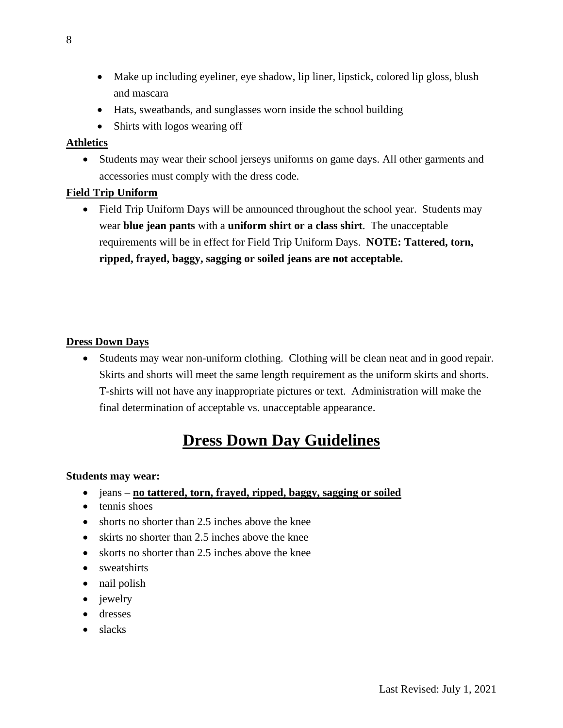- Make up including eyeliner, eye shadow, lip liner, lipstick, colored lip gloss, blush and mascara
- Hats, sweatbands, and sunglasses worn inside the school building
- Shirts with logos wearing off

**Athletics**

- Students may wear their school jerseys uniforms on game days. All other garments and accessories must comply with the dress code.

**Field Trip Uniform**

- Field Trip Uniform Days will be announced throughout the school year. Students may wear **blue jean pants** with a **uniform shirt or a class shirt**. The unacceptable requirements will be in effect for Field Trip Uniform Days. **NOTE: Tattered, torn, ripped, frayed, baggy, sagging or soiled jeans are not acceptable.**

**Dress Down Days**

- Students may wear non-uniform clothing. Clothing will be clean neat and in good repair. Skirts and shorts will meet the same length requirement as the uniform skirts and shorts. T-shirts will not have any inappropriate pictures or text. Administration will make the final determination of acceptable vs. unacceptable appearance.

# Dress Down Day Guidelines

**Students may wear:**

- jeans – **no tattered, torn, frayed, ripped, baggy, sagging or soiled**
- tennis shoes
- shorts no shorter than 2.5 inches above the knee
- skirts no shorter than 2.5 inches above the knee
- skorts no shorter than 2.5 inches above the knee
- sweatshirts
- nail polish
- jewelry
- dresses
- slacks

Last Revised: July 1, 2021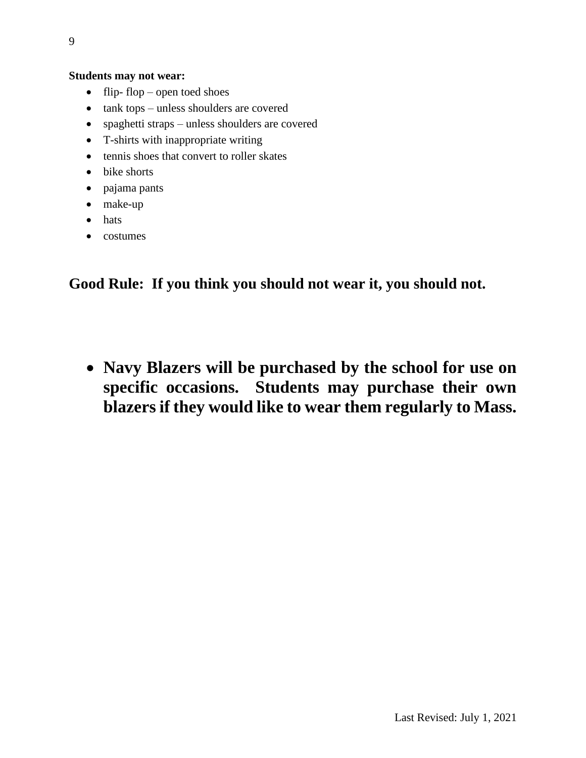**Students may not wear:**

- flip- flop – open toed shoes
- tank tops – unless shoulders are covered
- spaghetti straps – unless shoulders are covered
- T-shirts with inappropriate writing
- tennis shoes that convert to roller skates
- bike shorts
- pajama pants
- make-up
- hats
- costumes

**Good Rule: If you think you should not wear it, you should not.**

- **Navy Blazers will be purchased by the school for use on specific occasions. Students may purchase their own blazers if they would like to wear them regularly to Mass.**

Last Revised: July 1, 2021